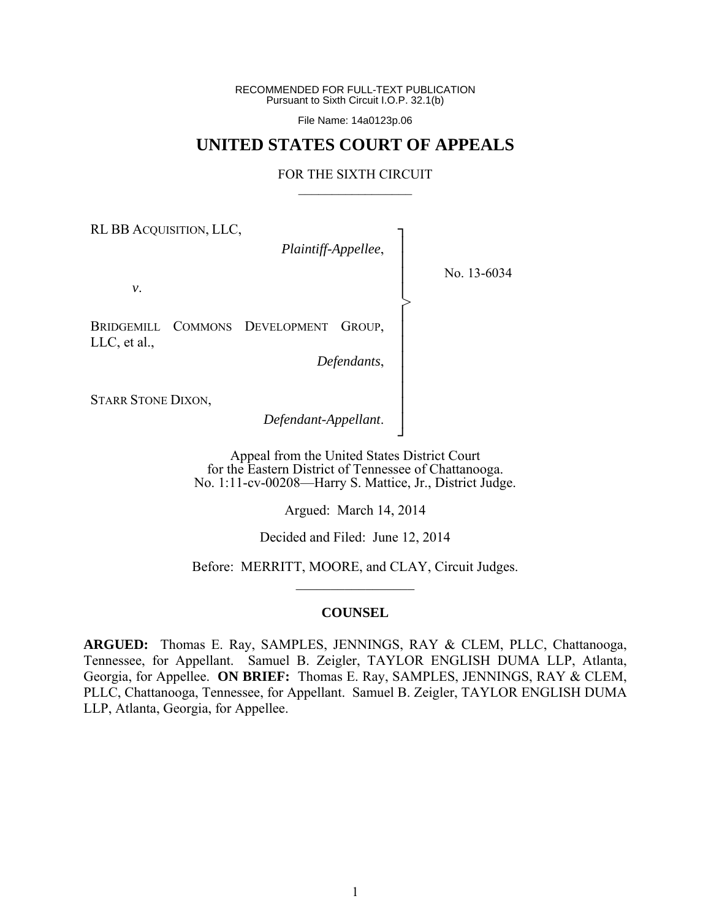RECOMMENDED FOR FULL-TEXT PUBLICATION
Pursuant to Sixth Circuit I.O.P. 32.1(b)

File Name: 14a0123p.06

# UNITED STATES COURT OF APPEALS

FOR THE SIXTH CIRCUIT

---

RL BB ACQUISITION, LLC,

*Plaintiff-Appellee*,

*v*.

BRIDGEMILL COMMONS DEVELOPMENT GROUP, LLC, et al.,

*Defendants*,

STARR STONE DIXON,

*Defendant-Appellant*.

No. 13-6034

Appeal from the United States District Court
for the Eastern District of Tennessee of Chattanooga.
No. 1:11-cv-00208—Harry S. Mattice, Jr., District Judge.

Argued: March 14, 2014

Decided and Filed: June 12, 2014

Before: MERRITT, MOORE, and CLAY, Circuit Judges.

---

## COUNSEL

**ARGUED:** Thomas E. Ray, SAMPLES, JENNINGS, RAY & CLEM, PLLC, Chattanooga, Tennessee, for Appellant. Samuel B. Zeigler, TAYLOR ENGLISH DUMA LLP, Atlanta, Georgia, for Appellee. **ON BRIEF:** Thomas E. Ray, SAMPLES, JENNINGS, RAY & CLEM, PLLC, Chattanooga, Tennessee, for Appellant. Samuel B. Zeigler, TAYLOR ENGLISH DUMA LLP, Atlanta, Georgia, for Appellee.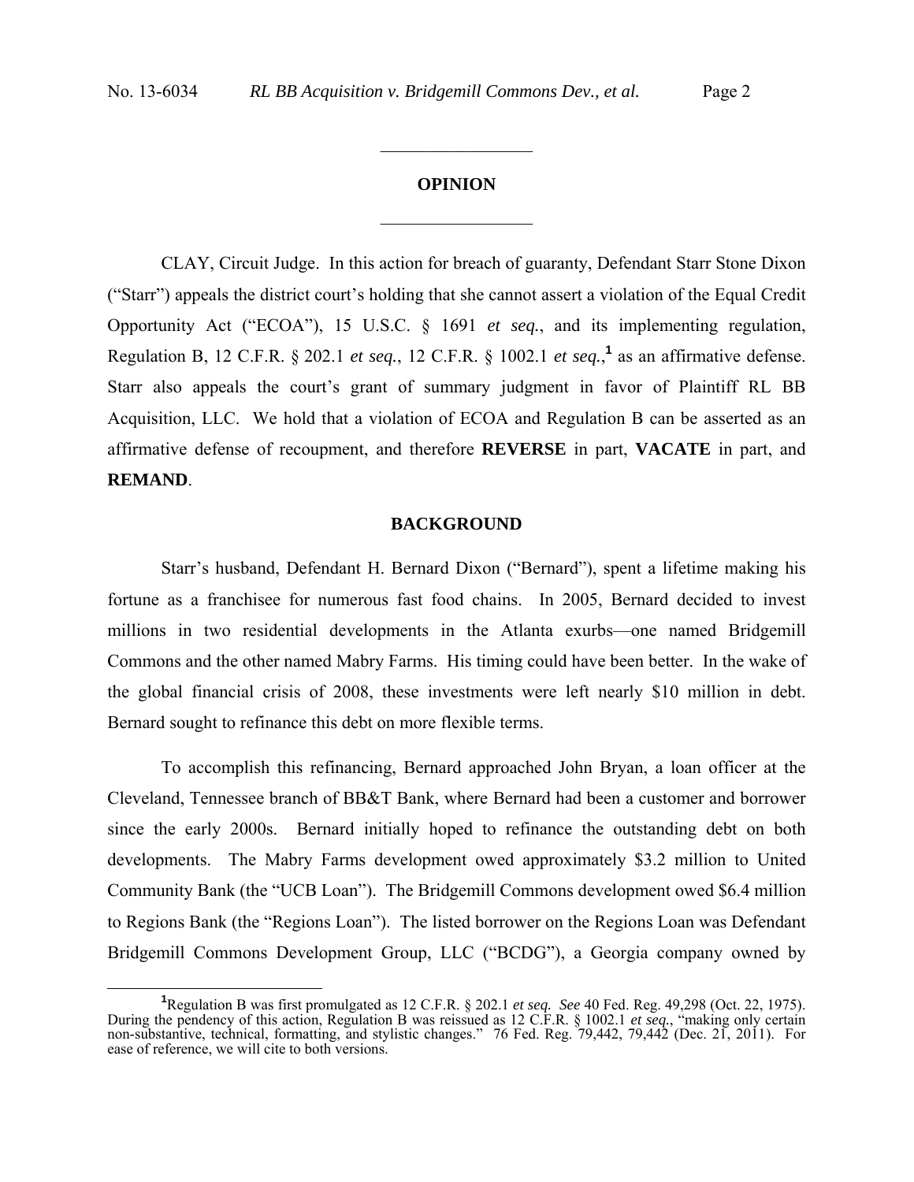## OPINION

CLAY, Circuit Judge. In this action for breach of guaranty, Defendant Starr Stone Dixon ("Starr") appeals the district court's holding that she cannot assert a violation of the Equal Credit Opportunity Act ("ECOA"), 15 U.S.C. § 1691 *et seq.*, and its implementing regulation, Regulation B, 12 C.F.R. § 202.1 *et seq.*, 12 C.F.R. § 1002.1 *et seq.*,[1] as an affirmative defense. Starr also appeals the court's grant of summary judgment in favor of Plaintiff RL BB Acquisition, LLC. We hold that a violation of ECOA and Regulation B can be asserted as an affirmative defense of recoupment, and therefore **REVERSE** in part, **VACATE** in part, and **REMAND**.

## BACKGROUND

Starr's husband, Defendant H. Bernard Dixon ("Bernard"), spent a lifetime making his fortune as a franchisee for numerous fast food chains. In 2005, Bernard decided to invest millions in two residential developments in the Atlanta exurbs—one named Bridgemill Commons and the other named Mabry Farms. His timing could have been better. In the wake of the global financial crisis of 2008, these investments were left nearly $10 million in debt. Bernard sought to refinance this debt on more flexible terms.

To accomplish this refinancing, Bernard approached John Bryan, a loan officer at the Cleveland, Tennessee branch of BB&T Bank, where Bernard had been a customer and borrower since the early 2000s. Bernard initially hoped to refinance the outstanding debt on both developments. The Mabry Farms development owed approximately $3.2 million to United Community Bank (the "UCB Loan"). The Bridgemill Commons development owed $6.4 million to Regions Bank (the "Regions Loan"). The listed borrower on the Regions Loan was Defendant Bridgemill Commons Development Group, LLC ("BCDG"), a Georgia company owned by

[1] Regulation B was first promulgated as 12 C.F.R. § 202.1 *et seq. See* 40 Fed. Reg. 49,298 (Oct. 22, 1975). During the pendency of this action, Regulation B was reissued as 12 C.F.R. § 1002.1 *et seq.*, "making only certain non-substantive, technical, formatting, and stylistic changes." 76 Fed. Reg. 79,442, 79,442 (Dec. 21, 2011). For ease of reference, we will cite to both versions.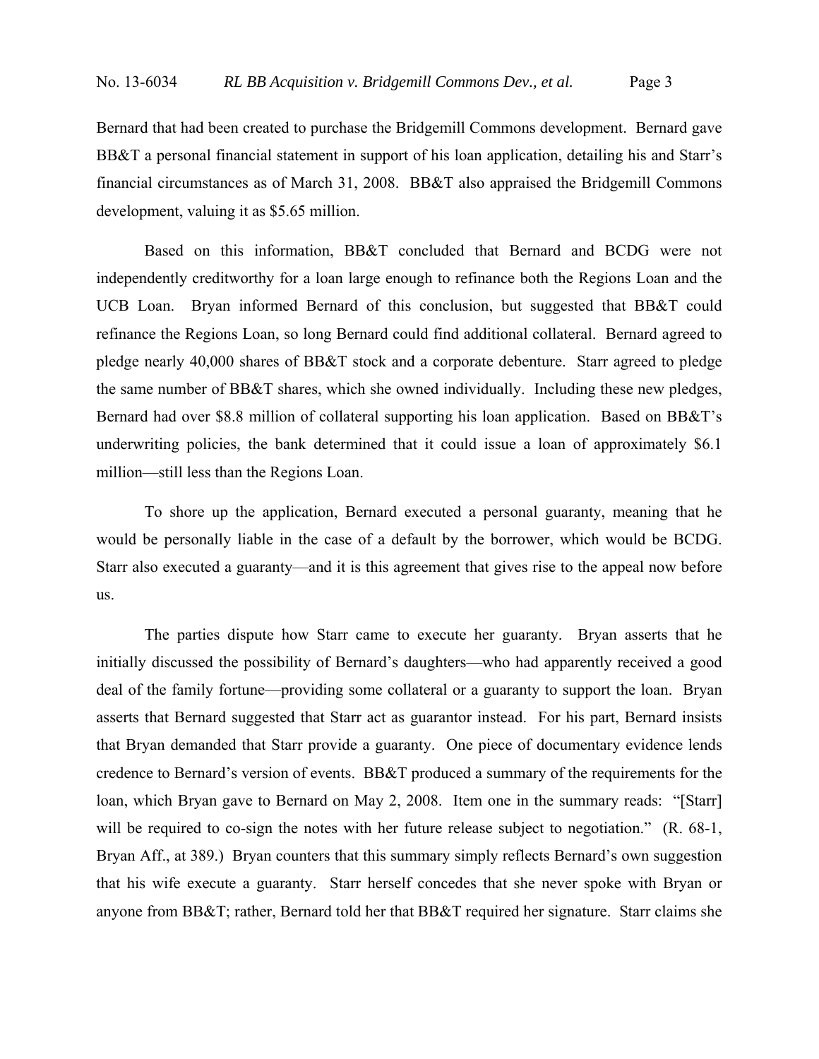Bernard that had been created to purchase the Bridgemill Commons development. Bernard gave BB&T a personal financial statement in support of his loan application, detailing his and Starr's financial circumstances as of March 31, 2008. BB&T also appraised the Bridgemill Commons development, valuing it as $5.65 million.

Based on this information, BB&T concluded that Bernard and BCDG were not independently creditworthy for a loan large enough to refinance both the Regions Loan and the UCB Loan. Bryan informed Bernard of this conclusion, but suggested that BB&T could refinance the Regions Loan, so long Bernard could find additional collateral. Bernard agreed to pledge nearly 40,000 shares of BB&T stock and a corporate debenture. Starr agreed to pledge the same number of BB&T shares, which she owned individually. Including these new pledges, Bernard had over $8.8 million of collateral supporting his loan application. Based on BB&T's underwriting policies, the bank determined that it could issue a loan of approximately $6.1 million—still less than the Regions Loan.

To shore up the application, Bernard executed a personal guaranty, meaning that he would be personally liable in the case of a default by the borrower, which would be BCDG. Starr also executed a guaranty—and it is this agreement that gives rise to the appeal now before us.

The parties dispute how Starr came to execute her guaranty. Bryan asserts that he initially discussed the possibility of Bernard's daughters—who had apparently received a good deal of the family fortune—providing some collateral or a guaranty to support the loan. Bryan asserts that Bernard suggested that Starr act as guarantor instead. For his part, Bernard insists that Bryan demanded that Starr provide a guaranty. One piece of documentary evidence lends credence to Bernard's version of events. BB&T produced a summary of the requirements for the loan, which Bryan gave to Bernard on May 2, 2008. Item one in the summary reads: "[Starr] will be required to co-sign the notes with her future release subject to negotiation." (R. 68-1, Bryan Aff., at 389.) Bryan counters that this summary simply reflects Bernard's own suggestion that his wife execute a guaranty. Starr herself concedes that she never spoke with Bryan or anyone from BB&T; rather, Bernard told her that BB&T required her signature. Starr claims she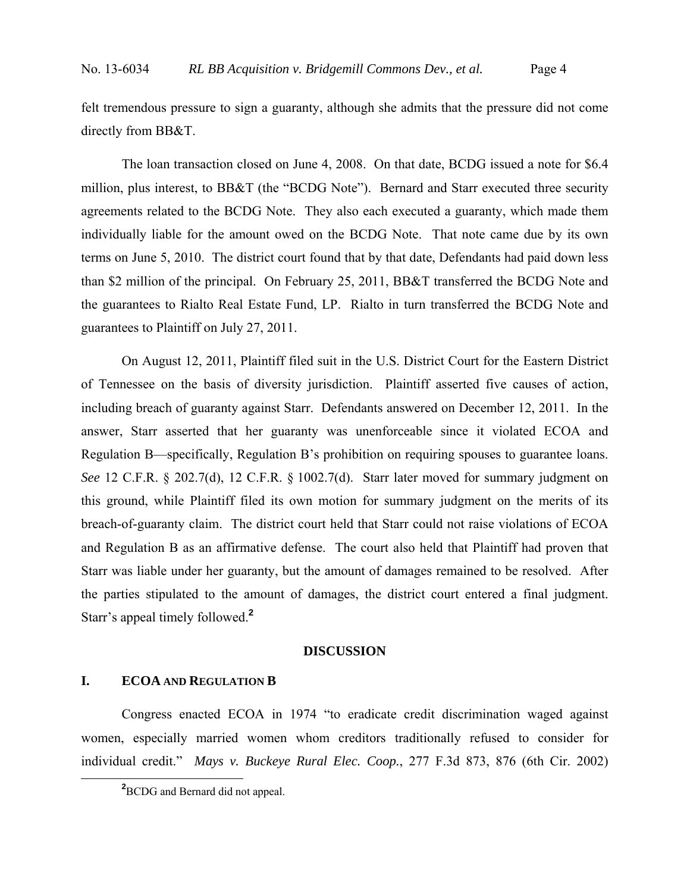felt tremendous pressure to sign a guaranty, although she admits that the pressure did not come directly from BB&T.

The loan transaction closed on June 4, 2008. On that date, BCDG issued a note for $6.4 million, plus interest, to BB&T (the "BCDG Note"). Bernard and Starr executed three security agreements related to the BCDG Note. They also each executed a guaranty, which made them individually liable for the amount owed on the BCDG Note. That note came due by its own terms on June 5, 2010. The district court found that by that date, Defendants had paid down less than $2 million of the principal. On February 25, 2011, BB&T transferred the BCDG Note and the guarantees to Rialto Real Estate Fund, LP. Rialto in turn transferred the BCDG Note and guarantees to Plaintiff on July 27, 2011.

On August 12, 2011, Plaintiff filed suit in the U.S. District Court for the Eastern District of Tennessee on the basis of diversity jurisdiction. Plaintiff asserted five causes of action, including breach of guaranty against Starr. Defendants answered on December 12, 2011. In the answer, Starr asserted that her guaranty was unenforceable since it violated ECOA and Regulation B—specifically, Regulation B's prohibition on requiring spouses to guarantee loans. *See* 12 C.F.R. § 202.7(d), 12 C.F.R. § 1002.7(d). Starr later moved for summary judgment on this ground, while Plaintiff filed its own motion for summary judgment on the merits of its breach-of-guaranty claim. The district court held that Starr could not raise violations of ECOA and Regulation B as an affirmative defense. The court also held that Plaintiff had proven that Starr was liable under her guaranty, but the amount of damages remained to be resolved. After the parties stipulated to the amount of damages, the district court entered a final judgment. Starr's appeal timely followed.[2]

## DISCUSSION

### I. ECOA AND REGULATION B

Congress enacted ECOA in 1974 "to eradicate credit discrimination waged against women, especially married women whom creditors traditionally refused to consider for individual credit." *Mays v. Buckeye Rural Elec. Coop.*, 277 F.3d 873, 876 (6th Cir. 2002)

[2] BCDG and Bernard did not appeal.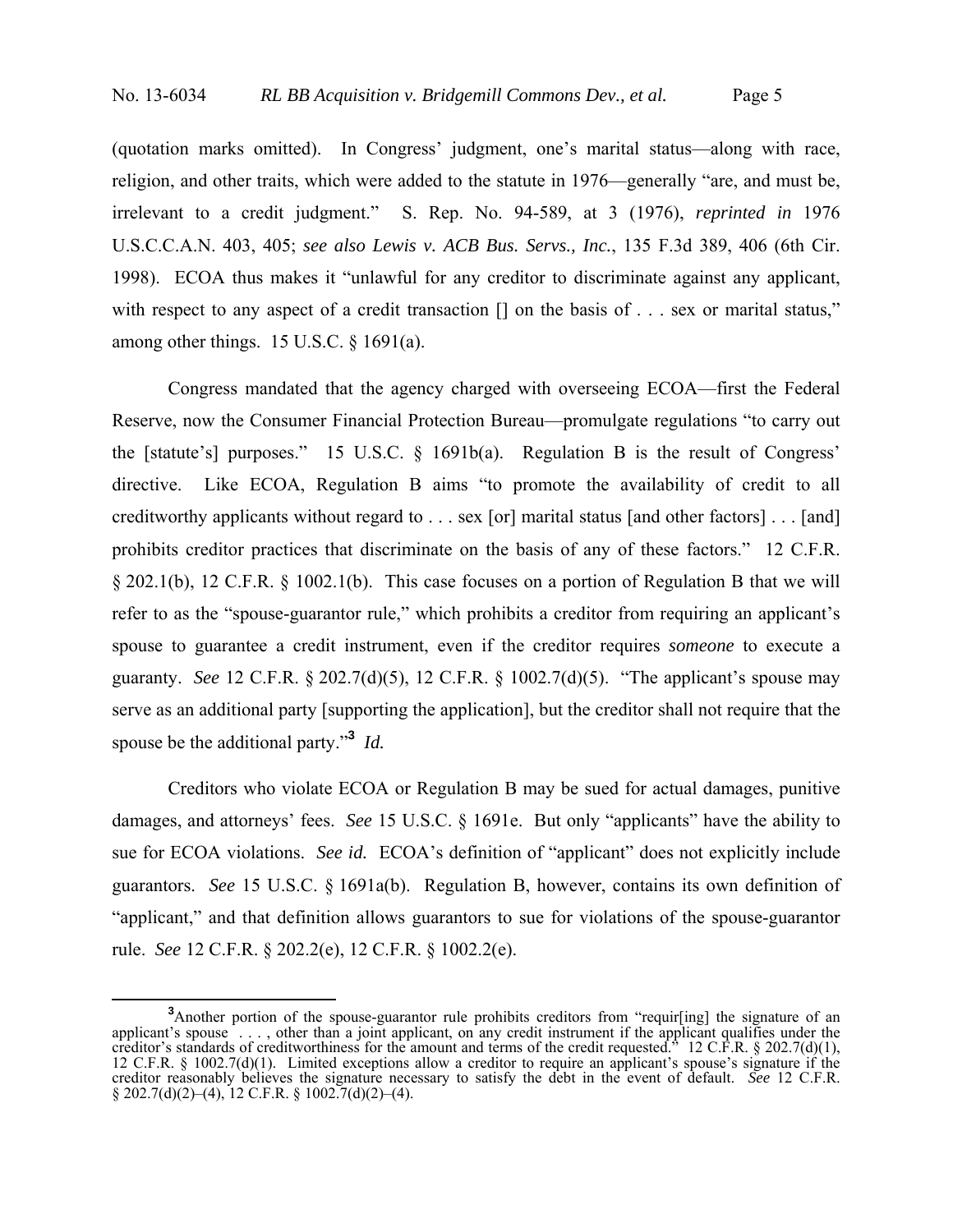(quotation marks omitted). In Congress' judgment, one's marital status—along with race, religion, and other traits, which were added to the statute in 1976—generally "are, and must be, irrelevant to a credit judgment." S. Rep. No. 94-589, at 3 (1976), *reprinted in* 1976 U.S.C.C.A.N. 403, 405; *see also Lewis v. ACB Bus. Servs., Inc.*, 135 F.3d 389, 406 (6th Cir. 1998). ECOA thus makes it "unlawful for any creditor to discriminate against any applicant, with respect to any aspect of a credit transaction [] on the basis of . . . sex or marital status," among other things. 15 U.S.C. § 1691(a).

Congress mandated that the agency charged with overseeing ECOA—first the Federal Reserve, now the Consumer Financial Protection Bureau—promulgate regulations "to carry out the [statute's] purposes." 15 U.S.C. § 1691b(a). Regulation B is the result of Congress' directive. Like ECOA, Regulation B aims "to promote the availability of credit to all creditworthy applicants without regard to . . . sex [or] marital status [and other factors] . . . [and] prohibits creditor practices that discriminate on the basis of any of these factors." 12 C.F.R. § 202.1(b), 12 C.F.R. § 1002.1(b). This case focuses on a portion of Regulation B that we will refer to as the "spouse-guarantor rule," which prohibits a creditor from requiring an applicant's spouse to guarantee a credit instrument, even if the creditor requires *someone* to execute a guaranty. *See* 12 C.F.R. § 202.7(d)(5), 12 C.F.R. § 1002.7(d)(5). "The applicant's spouse may serve as an additional party [supporting the application], but the creditor shall not require that the spouse be the additional party."[3] *Id.*

Creditors who violate ECOA or Regulation B may be sued for actual damages, punitive damages, and attorneys' fees. *See* 15 U.S.C. § 1691e. But only "applicants" have the ability to sue for ECOA violations. *See id.* ECOA's definition of "applicant" does not explicitly include guarantors. *See* 15 U.S.C. § 1691a(b). Regulation B, however, contains its own definition of "applicant," and that definition allows guarantors to sue for violations of the spouse-guarantor rule. *See* 12 C.F.R. § 202.2(e), 12 C.F.R. § 1002.2(e).

[3]Another portion of the spouse-guarantor rule prohibits creditors from "requir[ing] the signature of an applicant's spouse . . . , other than a joint applicant, on any credit instrument if the applicant qualifies under the creditor's standards of creditworthiness for the amount and terms of the credit requested." 12 C.F.R. § 202.7(d)(1), 12 C.F.R. § 1002.7(d)(1). Limited exceptions allow a creditor to require an applicant's spouse's signature if the creditor reasonably believes the signature necessary to satisfy the debt in the event of default. *See* 12 C.F.R. § 202.7(d)(2)–(4), 12 C.F.R. § 1002.7(d)(2)–(4).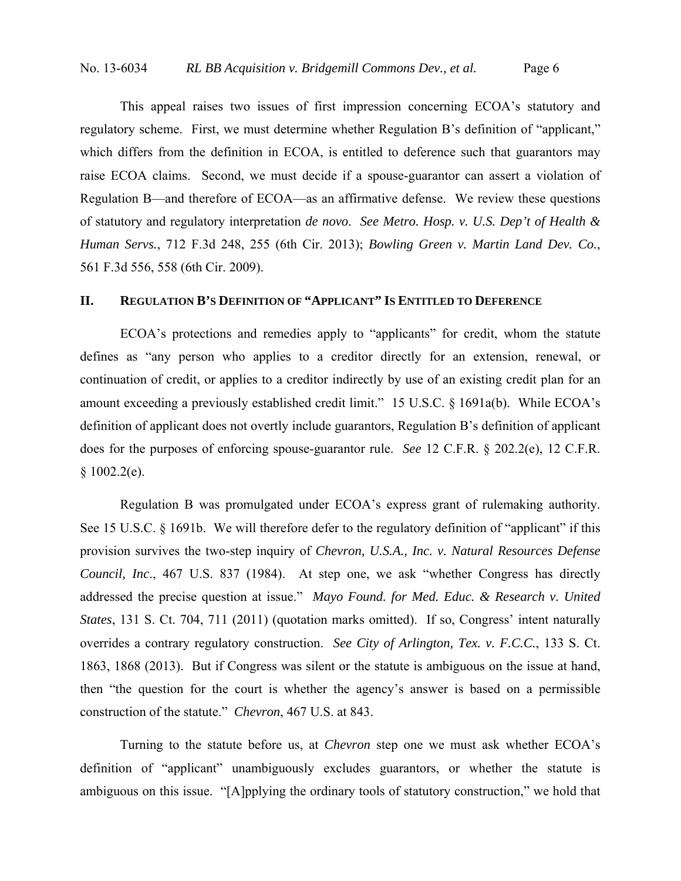This appeal raises two issues of first impression concerning ECOA's statutory and regulatory scheme. First, we must determine whether Regulation B's definition of "applicant," which differs from the definition in ECOA, is entitled to deference such that guarantors may raise ECOA claims. Second, we must decide if a spouse-guarantor can assert a violation of Regulation B—and therefore of ECOA—as an affirmative defense. We review these questions of statutory and regulatory interpretation *de novo*. *See Metro. Hosp. v. U.S. Dep't of Health & Human Servs.*, 712 F.3d 248, 255 (6th Cir. 2013); *Bowling Green v. Martin Land Dev. Co.*, 561 F.3d 556, 558 (6th Cir. 2009).

## II. REGULATION B'S DEFINITION OF "APPLICANT" IS ENTITLED TO DEFERENCE

ECOA's protections and remedies apply to "applicants" for credit, whom the statute defines as "any person who applies to a creditor directly for an extension, renewal, or continuation of credit, or applies to a creditor indirectly by use of an existing credit plan for an amount exceeding a previously established credit limit." 15 U.S.C. § 1691a(b). While ECOA's definition of applicant does not overtly include guarantors, Regulation B's definition of applicant does for the purposes of enforcing spouse-guarantor rule. *See* 12 C.F.R. § 202.2(e), 12 C.F.R. § 1002.2(e).

Regulation B was promulgated under ECOA's express grant of rulemaking authority. See 15 U.S.C. § 1691b. We will therefore defer to the regulatory definition of "applicant" if this provision survives the two-step inquiry of *Chevron, U.S.A., Inc. v. Natural Resources Defense Council, Inc*., 467 U.S. 837 (1984). At step one, we ask "whether Congress has directly addressed the precise question at issue." *Mayo Found. for Med. Educ. & Research v. United States*, 131 S. Ct. 704, 711 (2011) (quotation marks omitted). If so, Congress' intent naturally overrides a contrary regulatory construction. *See City of Arlington, Tex. v. F.C.C.*, 133 S. Ct. 1863, 1868 (2013). But if Congress was silent or the statute is ambiguous on the issue at hand, then "the question for the court is whether the agency's answer is based on a permissible construction of the statute." *Chevron*, 467 U.S. at 843.

Turning to the statute before us, at *Chevron* step one we must ask whether ECOA's definition of "applicant" unambiguously excludes guarantors, or whether the statute is ambiguous on this issue. "[A]pplying the ordinary tools of statutory construction," we hold that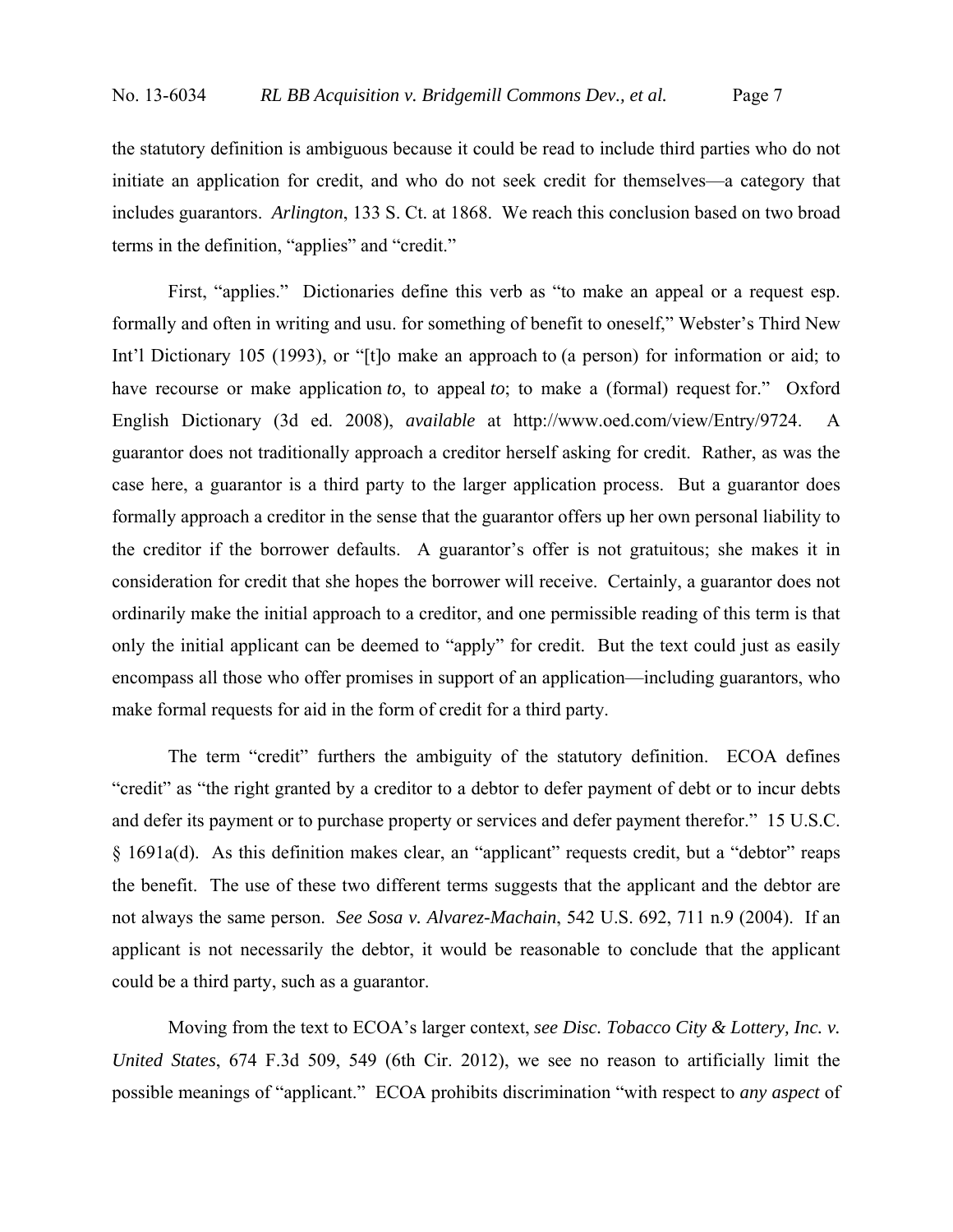the statutory definition is ambiguous because it could be read to include third parties who do not initiate an application for credit, and who do not seek credit for themselves—a category that includes guarantors. *Arlington*, 133 S. Ct. at 1868. We reach this conclusion based on two broad terms in the definition, "applies" and "credit."

First, "applies." Dictionaries define this verb as "to make an appeal or a request esp. formally and often in writing and usu. for something of benefit to oneself," Webster's Third New Int'l Dictionary 105 (1993), or "[t]o make an approach to (a person) for information or aid; to have recourse or make application *to*, to appeal *to*; to make a (formal) request for." Oxford English Dictionary (3d ed. 2008), *available* at http://www.oed.com/view/Entry/9724. A guarantor does not traditionally approach a creditor herself asking for credit. Rather, as was the case here, a guarantor is a third party to the larger application process. But a guarantor does formally approach a creditor in the sense that the guarantor offers up her own personal liability to the creditor if the borrower defaults. A guarantor's offer is not gratuitous; she makes it in consideration for credit that she hopes the borrower will receive. Certainly, a guarantor does not ordinarily make the initial approach to a creditor, and one permissible reading of this term is that only the initial applicant can be deemed to "apply" for credit. But the text could just as easily encompass all those who offer promises in support of an application—including guarantors, who make formal requests for aid in the form of credit for a third party.

The term "credit" furthers the ambiguity of the statutory definition. ECOA defines "credit" as "the right granted by a creditor to a debtor to defer payment of debt or to incur debts and defer its payment or to purchase property or services and defer payment therefor." 15 U.S.C. § 1691a(d). As this definition makes clear, an "applicant" requests credit, but a "debtor" reaps the benefit. The use of these two different terms suggests that the applicant and the debtor are not always the same person. *See Sosa v. Alvarez-Machain*, 542 U.S. 692, 711 n.9 (2004). If an applicant is not necessarily the debtor, it would be reasonable to conclude that the applicant could be a third party, such as a guarantor.

Moving from the text to ECOA's larger context, *see Disc. Tobacco City & Lottery, Inc. v. United States*, 674 F.3d 509, 549 (6th Cir. 2012), we see no reason to artificially limit the possible meanings of "applicant." ECOA prohibits discrimination "with respect to *any aspect* of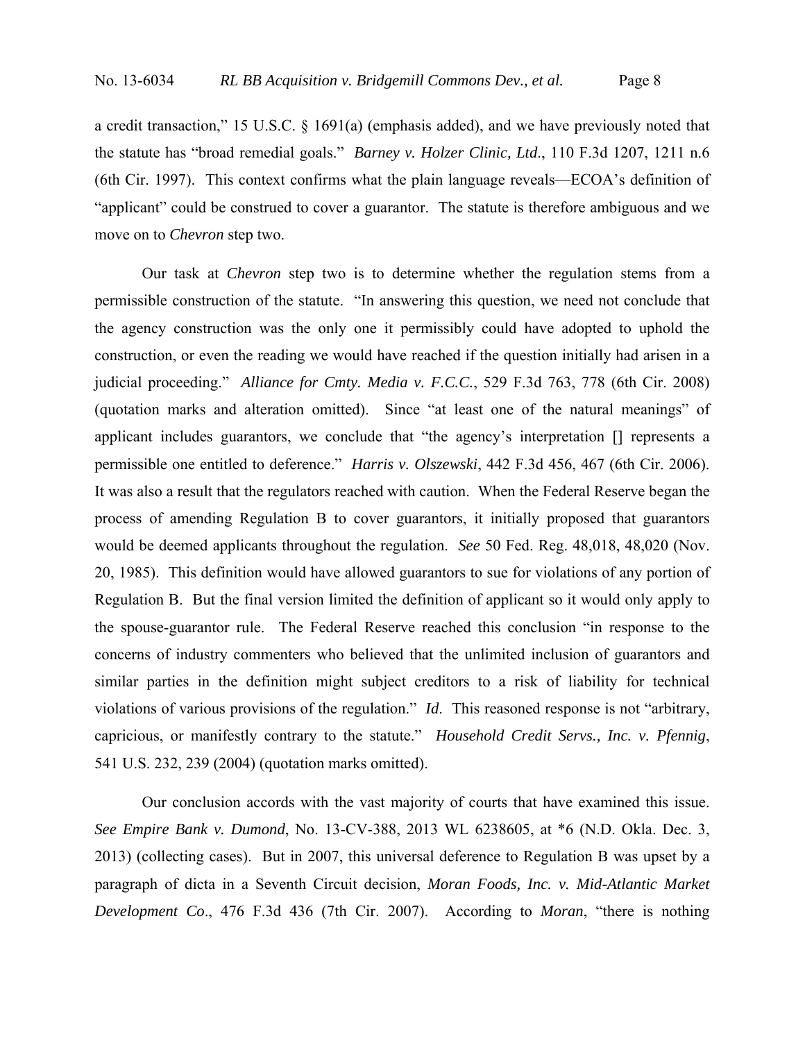a credit transaction," 15 U.S.C. § 1691(a) (emphasis added), and we have previously noted that the statute has "broad remedial goals." *Barney v. Holzer Clinic, Ltd*., 110 F.3d 1207, 1211 n.6 (6th Cir. 1997). This context confirms what the plain language reveals—ECOA's definition of "applicant" could be construed to cover a guarantor. The statute is therefore ambiguous and we move on to *Chevron* step two.

Our task at *Chevron* step two is to determine whether the regulation stems from a permissible construction of the statute. "In answering this question, we need not conclude that the agency construction was the only one it permissibly could have adopted to uphold the construction, or even the reading we would have reached if the question initially had arisen in a judicial proceeding." *Alliance for Cmty. Media v. F.C.C.*, 529 F.3d 763, 778 (6th Cir. 2008) (quotation marks and alteration omitted). Since "at least one of the natural meanings" of applicant includes guarantors, we conclude that "the agency's interpretation [] represents a permissible one entitled to deference." *Harris v. Olszewski*, 442 F.3d 456, 467 (6th Cir. 2006). It was also a result that the regulators reached with caution. When the Federal Reserve began the process of amending Regulation B to cover guarantors, it initially proposed that guarantors would be deemed applicants throughout the regulation. *See* 50 Fed. Reg. 48,018, 48,020 (Nov. 20, 1985). This definition would have allowed guarantors to sue for violations of any portion of Regulation B. But the final version limited the definition of applicant so it would only apply to the spouse-guarantor rule. The Federal Reserve reached this conclusion "in response to the concerns of industry commenters who believed that the unlimited inclusion of guarantors and similar parties in the definition might subject creditors to a risk of liability for technical violations of various provisions of the regulation." *Id*. This reasoned response is not "arbitrary, capricious, or manifestly contrary to the statute." *Household Credit Servs., Inc. v. Pfennig*, 541 U.S. 232, 239 (2004) (quotation marks omitted).

Our conclusion accords with the vast majority of courts that have examined this issue. *See Empire Bank v. Dumond*, No. 13-CV-388, 2013 WL 6238605, at *6 (N.D. Okla. Dec. 3, 2013) (collecting cases). But in 2007, this universal deference to Regulation B was upset by a paragraph of dicta in a Seventh Circuit decision, *Moran Foods, Inc. v. Mid-Atlantic Market Development Co*., 476 F.3d 436 (7th Cir. 2007). According to *Moran*, "there is nothing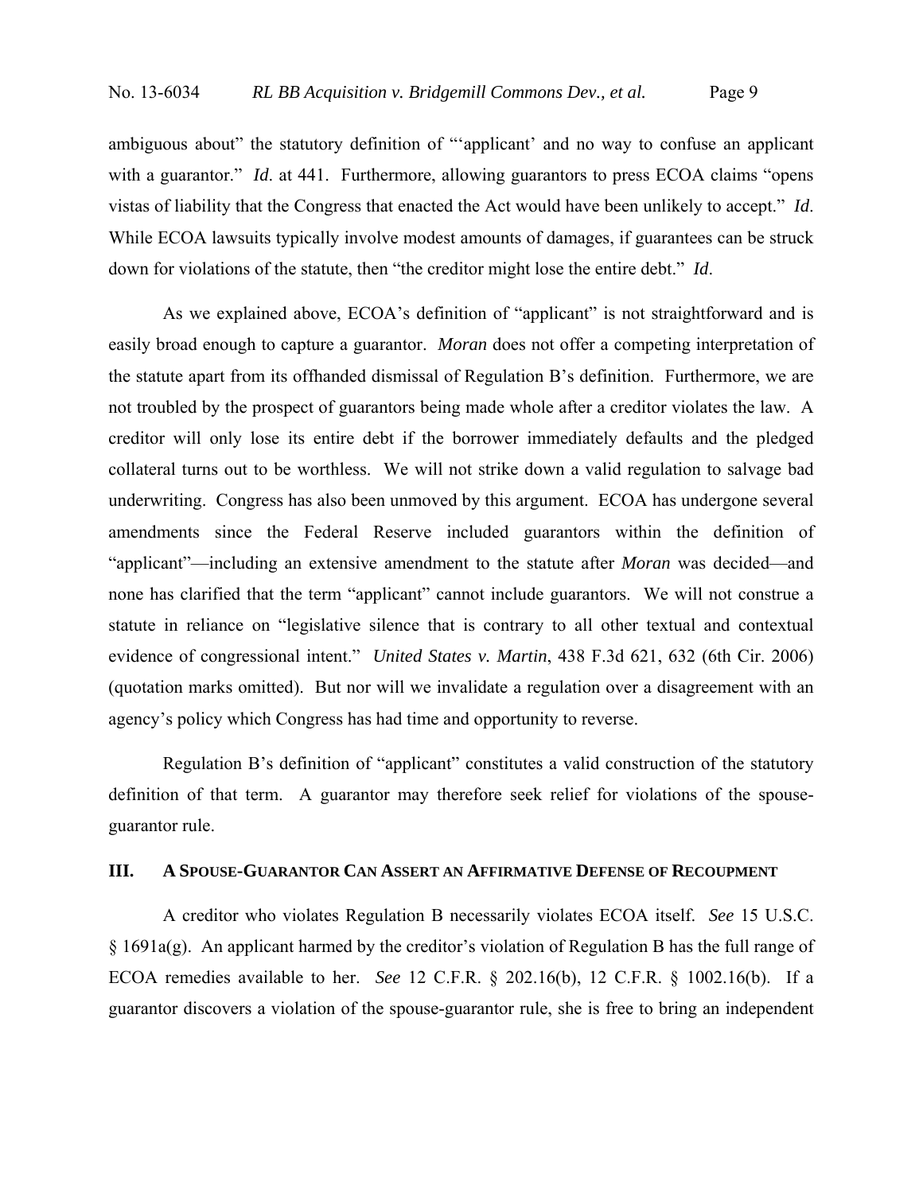ambiguous about" the statutory definition of "'applicant' and no way to confuse an applicant with a guarantor." *Id*. at 441. Furthermore, allowing guarantors to press ECOA claims "opens vistas of liability that the Congress that enacted the Act would have been unlikely to accept." *Id*. While ECOA lawsuits typically involve modest amounts of damages, if guarantees can be struck down for violations of the statute, then "the creditor might lose the entire debt." *Id*.

As we explained above, ECOA's definition of "applicant" is not straightforward and is easily broad enough to capture a guarantor. *Moran* does not offer a competing interpretation of the statute apart from its offhanded dismissal of Regulation B's definition. Furthermore, we are not troubled by the prospect of guarantors being made whole after a creditor violates the law. A creditor will only lose its entire debt if the borrower immediately defaults and the pledged collateral turns out to be worthless. We will not strike down a valid regulation to salvage bad underwriting. Congress has also been unmoved by this argument. ECOA has undergone several amendments since the Federal Reserve included guarantors within the definition of "applicant"—including an extensive amendment to the statute after *Moran* was decided—and none has clarified that the term "applicant" cannot include guarantors. We will not construe a statute in reliance on "legislative silence that is contrary to all other textual and contextual evidence of congressional intent." *United States v. Martin*, 438 F.3d 621, 632 (6th Cir. 2006) (quotation marks omitted). But nor will we invalidate a regulation over a disagreement with an agency's policy which Congress has had time and opportunity to reverse.

Regulation B's definition of "applicant" constitutes a valid construction of the statutory definition of that term. A guarantor may therefore seek relief for violations of the spouse-guarantor rule.

## III. A Spouse-Guarantor Can Assert an Affirmative Defense of Recoupment

A creditor who violates Regulation B necessarily violates ECOA itself. *See* 15 U.S.C. § 1691a(g). An applicant harmed by the creditor's violation of Regulation B has the full range of ECOA remedies available to her. *See* 12 C.F.R. § 202.16(b), 12 C.F.R. § 1002.16(b). If a guarantor discovers a violation of the spouse-guarantor rule, she is free to bring an independent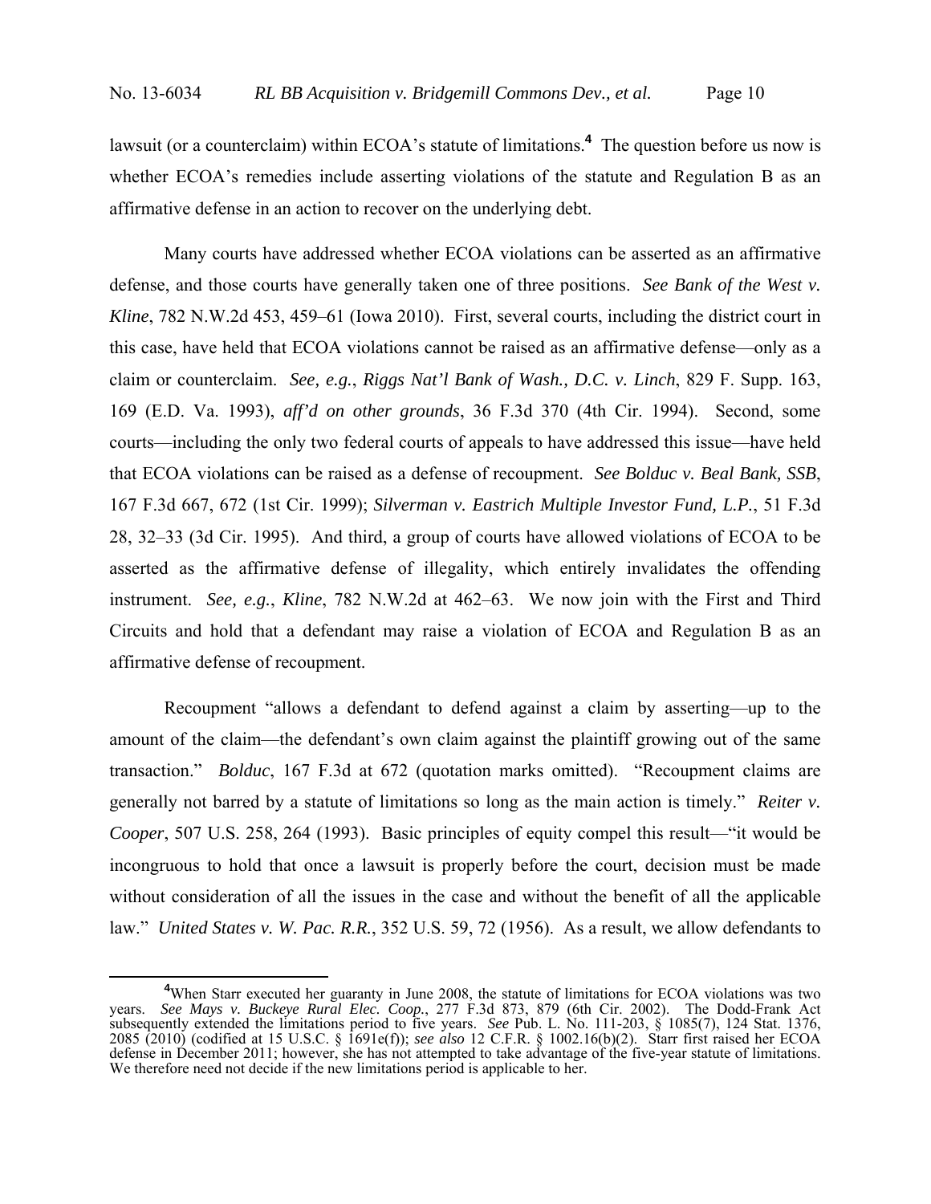lawsuit (or a counterclaim) within ECOA's statute of limitations.[4] The question before us now is whether ECOA's remedies include asserting violations of the statute and Regulation B as an affirmative defense in an action to recover on the underlying debt.

Many courts have addressed whether ECOA violations can be asserted as an affirmative defense, and those courts have generally taken one of three positions. *See Bank of the West v. Kline*, 782 N.W.2d 453, 459–61 (Iowa 2010). First, several courts, including the district court in this case, have held that ECOA violations cannot be raised as an affirmative defense—only as a claim or counterclaim. *See, e.g.*, *Riggs Nat'l Bank of Wash., D.C. v. Linch*, 829 F. Supp. 163, 169 (E.D. Va. 1993), *aff'd on other grounds*, 36 F.3d 370 (4th Cir. 1994). Second, some courts—including the only two federal courts of appeals to have addressed this issue—have held that ECOA violations can be raised as a defense of recoupment. *See Bolduc v. Beal Bank, SSB*, 167 F.3d 667, 672 (1st Cir. 1999); *Silverman v. Eastrich Multiple Investor Fund, L.P.*, 51 F.3d 28, 32–33 (3d Cir. 1995). And third, a group of courts have allowed violations of ECOA to be asserted as the affirmative defense of illegality, which entirely invalidates the offending instrument. *See, e.g.*, *Kline*, 782 N.W.2d at 462–63. We now join with the First and Third Circuits and hold that a defendant may raise a violation of ECOA and Regulation B as an affirmative defense of recoupment.

Recoupment "allows a defendant to defend against a claim by asserting—up to the amount of the claim—the defendant's own claim against the plaintiff growing out of the same transaction." *Bolduc*, 167 F.3d at 672 (quotation marks omitted). "Recoupment claims are generally not barred by a statute of limitations so long as the main action is timely." *Reiter v. Cooper*, 507 U.S. 258, 264 (1993). Basic principles of equity compel this result—"it would be incongruous to hold that once a lawsuit is properly before the court, decision must be made without consideration of all the issues in the case and without the benefit of all the applicable law." *United States v. W. Pac. R.R.*, 352 U.S. 59, 72 (1956). As a result, we allow defendants to

---

[4] When Starr executed her guaranty in June 2008, the statute of limitations for ECOA violations was two years. *See Mays v. Buckeye Rural Elec. Coop.*, 277 F.3d 873, 879 (6th Cir. 2002). The Dodd-Frank Act subsequently extended the limitations period to five years. *See* Pub. L. No. 111-203, § 1085(7), 124 Stat. 1376, 2085 (2010) (codified at 15 U.S.C. § 1691e(f)); *see also* 12 C.F.R. § 1002.16(b)(2). Starr first raised her ECOA defense in December 2011; however, she has not attempted to take advantage of the five-year statute of limitations. We therefore need not decide if the new limitations period is applicable to her.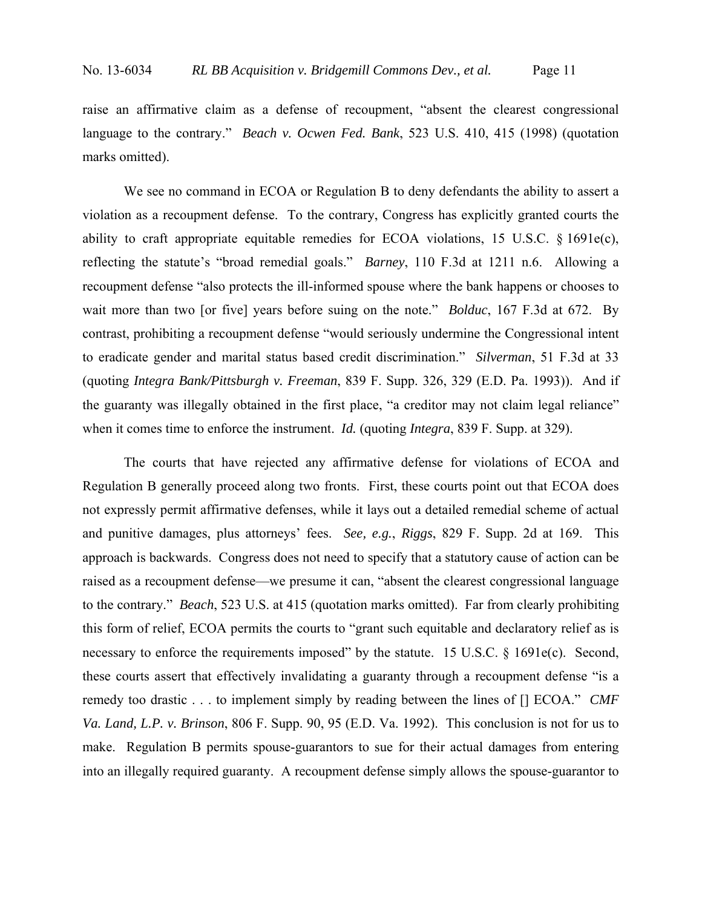raise an affirmative claim as a defense of recoupment, "absent the clearest congressional language to the contrary." *Beach v. Ocwen Fed. Bank*, 523 U.S. 410, 415 (1998) (quotation marks omitted).

We see no command in ECOA or Regulation B to deny defendants the ability to assert a violation as a recoupment defense. To the contrary, Congress has explicitly granted courts the ability to craft appropriate equitable remedies for ECOA violations, 15 U.S.C. § 1691e(c), reflecting the statute's "broad remedial goals." *Barney*, 110 F.3d at 1211 n.6. Allowing a recoupment defense "also protects the ill-informed spouse where the bank happens or chooses to wait more than two [or five] years before suing on the note." *Bolduc*, 167 F.3d at 672. By contrast, prohibiting a recoupment defense "would seriously undermine the Congressional intent to eradicate gender and marital status based credit discrimination." *Silverman*, 51 F.3d at 33 (quoting *Integra Bank/Pittsburgh v. Freeman*, 839 F. Supp. 326, 329 (E.D. Pa. 1993)). And if the guaranty was illegally obtained in the first place, "a creditor may not claim legal reliance" when it comes time to enforce the instrument. *Id.* (quoting *Integra*, 839 F. Supp. at 329).

The courts that have rejected any affirmative defense for violations of ECOA and Regulation B generally proceed along two fronts. First, these courts point out that ECOA does not expressly permit affirmative defenses, while it lays out a detailed remedial scheme of actual and punitive damages, plus attorneys' fees. *See, e.g.*, *Riggs*, 829 F. Supp. 2d at 169. This approach is backwards. Congress does not need to specify that a statutory cause of action can be raised as a recoupment defense—we presume it can, "absent the clearest congressional language to the contrary." *Beach*, 523 U.S. at 415 (quotation marks omitted). Far from clearly prohibiting this form of relief, ECOA permits the courts to "grant such equitable and declaratory relief as is necessary to enforce the requirements imposed" by the statute. 15 U.S.C. § 1691e(c). Second, these courts assert that effectively invalidating a guaranty through a recoupment defense "is a remedy too drastic . . . to implement simply by reading between the lines of [] ECOA." *CMF Va. Land, L.P. v. Brinson*, 806 F. Supp. 90, 95 (E.D. Va. 1992). This conclusion is not for us to make. Regulation B permits spouse-guarantors to sue for their actual damages from entering into an illegally required guaranty. A recoupment defense simply allows the spouse-guarantor to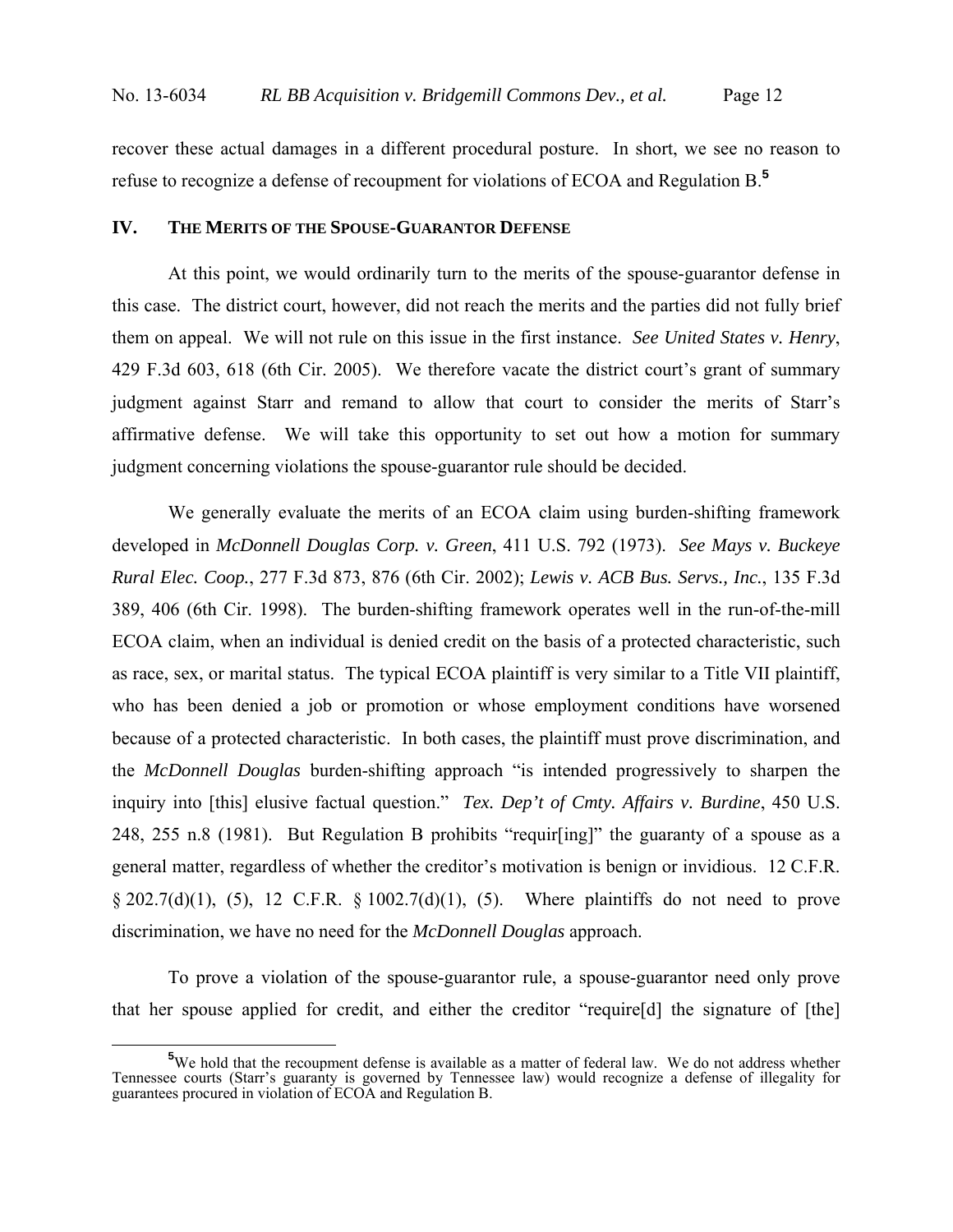recover these actual damages in a different procedural posture. In short, we see no reason to refuse to recognize a defense of recoupment for violations of ECOA and Regulation B.[5]

## IV. THE MERITS OF THE SPOUSE-GUARANTOR DEFENSE

At this point, we would ordinarily turn to the merits of the spouse-guarantor defense in this case. The district court, however, did not reach the merits and the parties did not fully brief them on appeal. We will not rule on this issue in the first instance. *See United States v. Henry*, 429 F.3d 603, 618 (6th Cir. 2005). We therefore vacate the district court's grant of summary judgment against Starr and remand to allow that court to consider the merits of Starr's affirmative defense. We will take this opportunity to set out how a motion for summary judgment concerning violations the spouse-guarantor rule should be decided.

We generally evaluate the merits of an ECOA claim using burden-shifting framework developed in *McDonnell Douglas Corp. v. Green*, 411 U.S. 792 (1973). *See Mays v. Buckeye Rural Elec. Coop.*, 277 F.3d 873, 876 (6th Cir. 2002); *Lewis v. ACB Bus. Servs., Inc.*, 135 F.3d 389, 406 (6th Cir. 1998). The burden-shifting framework operates well in the run-of-the-mill ECOA claim, when an individual is denied credit on the basis of a protected characteristic, such as race, sex, or marital status. The typical ECOA plaintiff is very similar to a Title VII plaintiff, who has been denied a job or promotion or whose employment conditions have worsened because of a protected characteristic. In both cases, the plaintiff must prove discrimination, and the *McDonnell Douglas* burden-shifting approach "is intended progressively to sharpen the inquiry into [this] elusive factual question." *Tex. Dep't of Cmty. Affairs v. Burdine*, 450 U.S. 248, 255 n.8 (1981). But Regulation B prohibits "requir[ing]" the guaranty of a spouse as a general matter, regardless of whether the creditor's motivation is benign or invidious. 12 C.F.R. § 202.7(d)(1), (5), 12 C.F.R. § 1002.7(d)(1), (5). Where plaintiffs do not need to prove discrimination, we have no need for the *McDonnell Douglas* approach.

To prove a violation of the spouse-guarantor rule, a spouse-guarantor need only prove that her spouse applied for credit, and either the creditor "require[d] the signature of [the]

[5] We hold that the recoupment defense is available as a matter of federal law. We do not address whether Tennessee courts (Starr's guaranty is governed by Tennessee law) would recognize a defense of illegality for guarantees procured in violation of ECOA and Regulation B.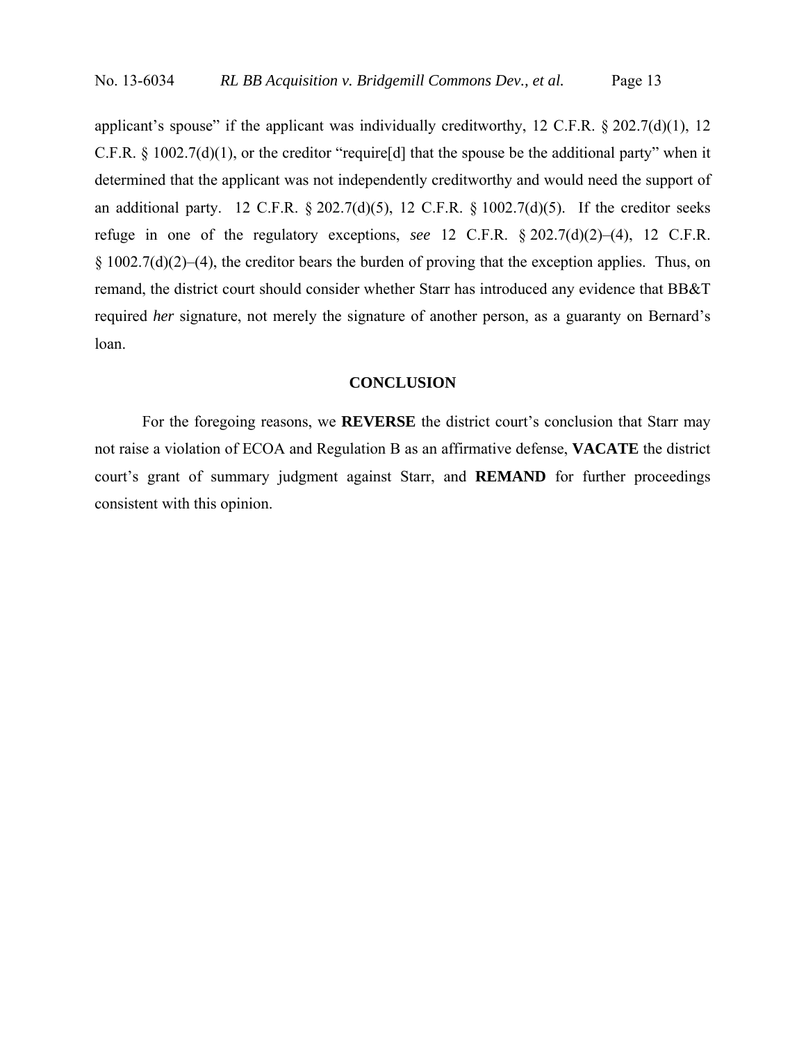applicant's spouse" if the applicant was individually creditworthy, 12 C.F.R. § 202.7(d)(1), 12 C.F.R. § 1002.7(d)(1), or the creditor "require[d] that the spouse be the additional party" when it determined that the applicant was not independently creditworthy and would need the support of an additional party. 12 C.F.R. § 202.7(d)(5), 12 C.F.R. § 1002.7(d)(5). If the creditor seeks refuge in one of the regulatory exceptions, *see* 12 C.F.R. § 202.7(d)(2)–(4), 12 C.F.R. § 1002.7(d)(2)–(4), the creditor bears the burden of proving that the exception applies. Thus, on remand, the district court should consider whether Starr has introduced any evidence that BB&T required *her* signature, not merely the signature of another person, as a guaranty on Bernard's loan.

## CONCLUSION

For the foregoing reasons, we **REVERSE** the district court's conclusion that Starr may not raise a violation of ECOA and Regulation B as an affirmative defense, **VACATE** the district court's grant of summary judgment against Starr, and **REMAND** for further proceedings consistent with this opinion.